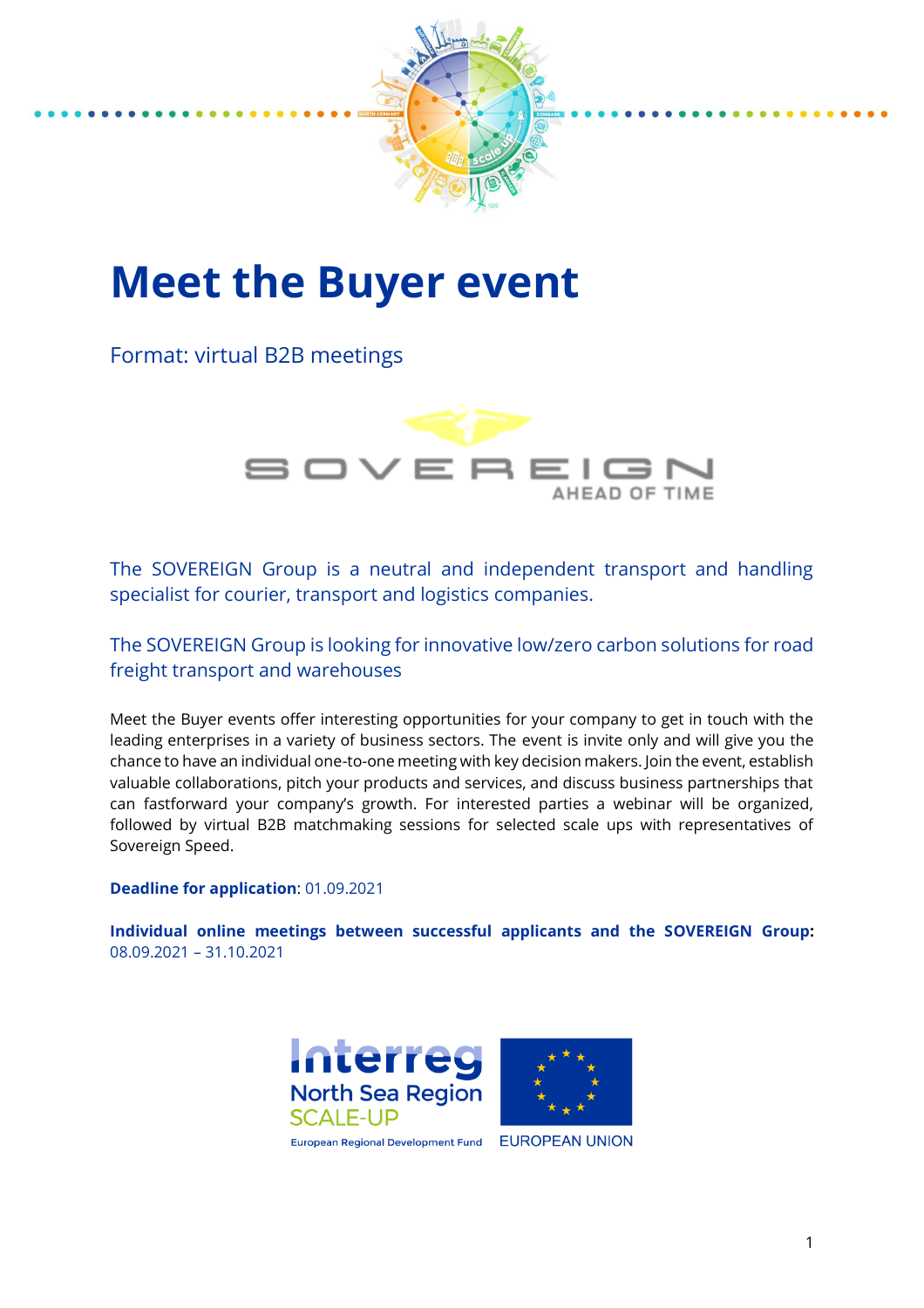# Meet the Buyer event

Format: virtual B2B meetings

SOVEREIGN
AHEAD OF TIME

The SOVEREIGN Group is a neutral and independent transport and handling specialist for courier, transport and logistics companies.

The SOVEREIGN Group is looking for innovative low/zero carbon solutions for road freight transport and warehouses

Meet the Buyer events offer interesting opportunities for your company to get in touch with the leading enterprises in a variety of business sectors. The event is invite only and will give you the chance to have an individual one-to-one meeting with key decision makers. Join the event, establish valuable collaborations, pitch your products and services, and discuss business partnerships that can fastforward your company's growth. For interested parties a webinar will be organized, followed by virtual B2B matchmaking sessions for selected scale ups with representatives of Sovereign Speed.

**Deadline for application**: 01.09.2021

**Individual online meetings between successful applicants and the SOVEREIGN Group**: 08.09.2021 – 31.10.2021

Interreg
North Sea Region
SCALE-UP
European Regional Development Fund

EUROPEAN UNION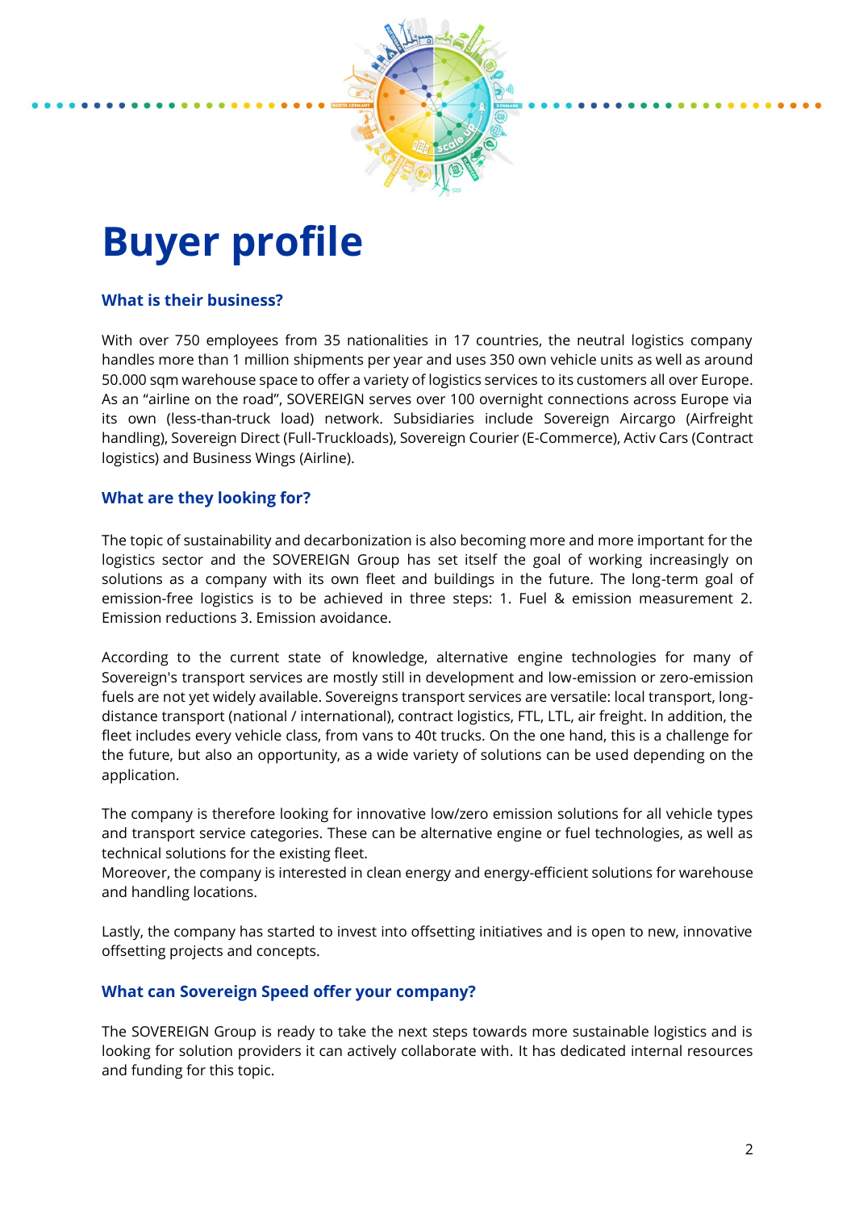# Buyer profile

### What is their business?

With over 750 employees from 35 nationalities in 17 countries, the neutral logistics company handles more than 1 million shipments per year and uses 350 own vehicle units as well as around 50.000 sqm warehouse space to offer a variety of logistics services to its customers all over Europe. As an "airline on the road", SOVEREIGN serves over 100 overnight connections across Europe via its own (less-than-truck load) network. Subsidiaries include Sovereign Aircargo (Airfreight handling), Sovereign Direct (Full-Truckloads), Sovereign Courier (E-Commerce), Activ Cars (Contract logistics) and Business Wings (Airline).

### What are they looking for?

The topic of sustainability and decarbonization is also becoming more and more important for the logistics sector and the SOVEREIGN Group has set itself the goal of working increasingly on solutions as a company with its own fleet and buildings in the future. The long-term goal of emission-free logistics is to be achieved in three steps: 1. Fuel & emission measurement 2. Emission reductions 3. Emission avoidance.

According to the current state of knowledge, alternative engine technologies for many of Sovereign's transport services are mostly still in development and low-emission or zero-emission fuels are not yet widely available. Sovereigns transport services are versatile: local transport, long-distance transport (national / international), contract logistics, FTL, LTL, air freight. In addition, the fleet includes every vehicle class, from vans to 40t trucks. On the one hand, this is a challenge for the future, but also an opportunity, as a wide variety of solutions can be used depending on the application.

The company is therefore looking for innovative low/zero emission solutions for all vehicle types and transport service categories. These can be alternative engine or fuel technologies, as well as technical solutions for the existing fleet.
Moreover, the company is interested in clean energy and energy-efficient solutions for warehouse and handling locations.

Lastly, the company has started to invest into offsetting initiatives and is open to new, innovative offsetting projects and concepts.

### What can Sovereign Speed offer your company?

The SOVEREIGN Group is ready to take the next steps towards more sustainable logistics and is looking for solution providers it can actively collaborate with. It has dedicated internal resources and funding for this topic.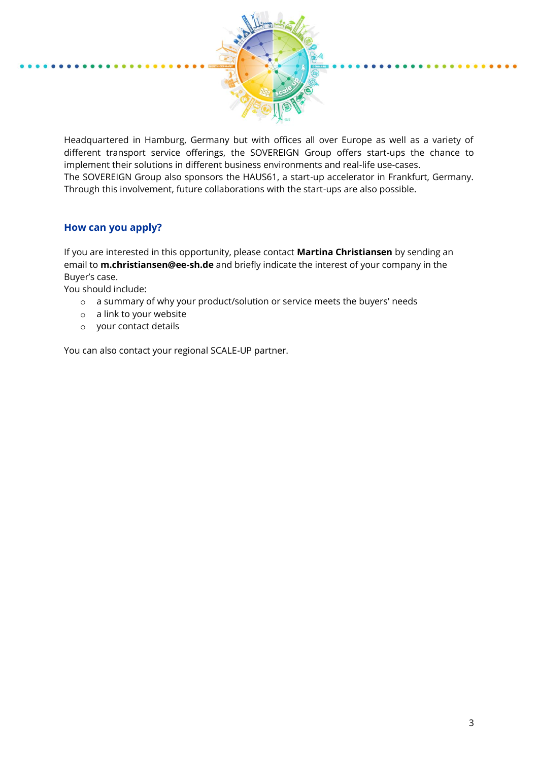Headquartered in Hamburg, Germany but with offices all over Europe as well as a variety of different transport service offerings, the SOVEREIGN Group offers start-ups the chance to implement their solutions in different business environments and real-life use-cases.
The SOVEREIGN Group also sponsors the HAUS61, a start-up accelerator in Frankfurt, Germany. Through this involvement, future collaborations with the start-ups are also possible.

## How can you apply?

If you are interested in this opportunity, please contact **Martina Christiansen** by sending an email to **m.christiansen@ee-sh.de** and briefly indicate the interest of your company in the Buyer's case.
You should include:

- a summary of why your product/solution or service meets the buyers' needs
- a link to your website
- your contact details

You can also contact your regional SCALE-UP partner.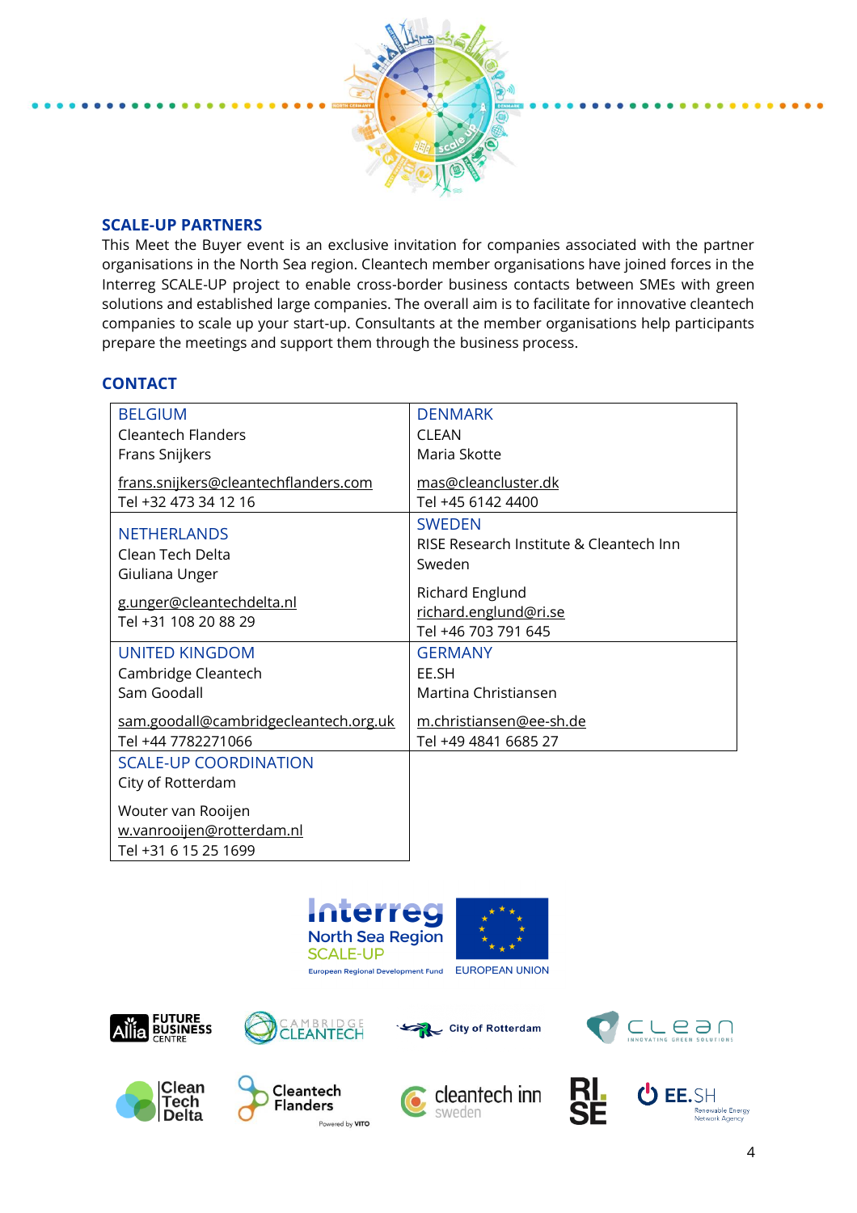## SCALE-UP PARTNERS

This Meet the Buyer event is an exclusive invitation for companies associated with the partner organisations in the North Sea region. Cleantech member organisations have joined forces in the Interreg SCALE-UP project to enable cross-border business contacts between SMEs with green solutions and established large companies. The overall aim is to facilitate for innovative cleantech companies to scale up your start-up. Consultants at the member organisations help participants prepare the meetings and support them through the business process.

## CONTACT

| | |
|---|---|
| BELGIUM<br>Cleantech Flanders<br>Frans Snijkers<br><br>frans.snijkers@cleantechflanders.com<br>Tel +32 473 34 12 16 | DENMARK<br>CLEAN<br>Maria Skotte<br><br>mas@cleancluster.dk<br>Tel +45 6142 4400 |
| NETHERLANDS<br>Clean Tech Delta<br>Giuliana Unger<br><br>g.unger@cleantechdelta.nl<br>Tel +31 108 20 88 29 | SWEDEN<br>RISE Research Institute & Cleantech Inn Sweden<br><br>Richard Englund<br>richard.englund@ri.se<br>Tel +46 703 791 645 |
| UNITED KINGDOM<br>Cambridge Cleantech<br>Sam Goodall<br><br>sam.goodall@cambridgecleantech.org.uk<br>Tel +44 7782271066 | GERMANY<br>EE.SH<br>Martina Christiansen<br><br>m.christiansen@ee-sh.de<br>Tel +49 4841 6685 27 |
| SCALE-UP COORDINATION<br>City of Rotterdam<br><br>Wouter van Rooijen<br>w.vanrooijen@rotterdam.nl<br>Tel +31 6 15 25 1699 | |

Interreg North Sea Region SCALE-UP
European Regional Development Fund
EUROPEAN UNION